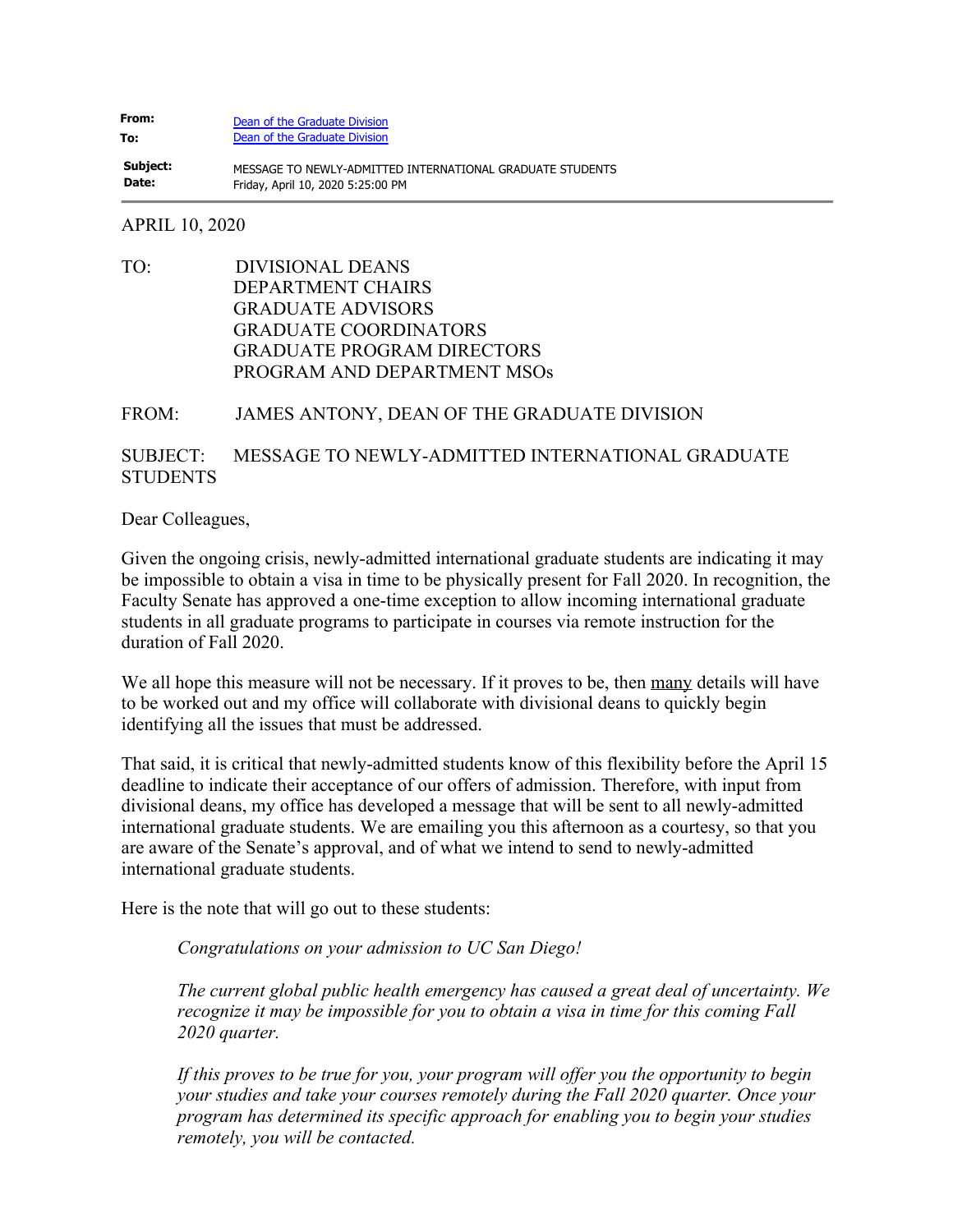**From:** Dean of the Graduate Division
**To:** Dean of the Graduate Division
**Subject:** MESSAGE TO NEWLY-ADMITTED INTERNATIONAL GRADUATE STUDENTS
**Date:** Friday, April 10, 2020 5:25:00 PM

---

APRIL 10, 2020

TO: DIVISIONAL DEANS
DEPARTMENT CHAIRS
GRADUATE ADVISORS
GRADUATE COORDINATORS
GRADUATE PROGRAM DIRECTORS
PROGRAM AND DEPARTMENT MSOs

FROM: JAMES ANTONY, DEAN OF THE GRADUATE DIVISION

SUBJECT: MESSAGE TO NEWLY-ADMITTED INTERNATIONAL GRADUATE STUDENTS

Dear Colleagues,

Given the ongoing crisis, newly-admitted international graduate students are indicating it may be impossible to obtain a visa in time to be physically present for Fall 2020. In recognition, the Faculty Senate has approved a one-time exception to allow incoming international graduate students in all graduate programs to participate in courses via remote instruction for the duration of Fall 2020.

We all hope this measure will not be necessary. If it proves to be, then <u>many</u> details will have to be worked out and my office will collaborate with divisional deans to quickly begin identifying all the issues that must be addressed.

That said, it is critical that newly-admitted students know of this flexibility before the April 15 deadline to indicate their acceptance of our offers of admission. Therefore, with input from divisional deans, my office has developed a message that will be sent to all newly-admitted international graduate students. We are emailing you this afternoon as a courtesy, so that you are aware of the Senate's approval, and of what we intend to send to newly-admitted international graduate students.

Here is the note that will go out to these students:

> *Congratulations on your admission to UC San Diego!*
>
> *The current global public health emergency has caused a great deal of uncertainty. We recognize it may be impossible for you to obtain a visa in time for this coming Fall 2020 quarter.*
>
> *If this proves to be true for you, your program will offer you the opportunity to begin your studies and take your courses remotely during the Fall 2020 quarter. Once your program has determined its specific approach for enabling you to begin your studies remotely, you will be contacted.*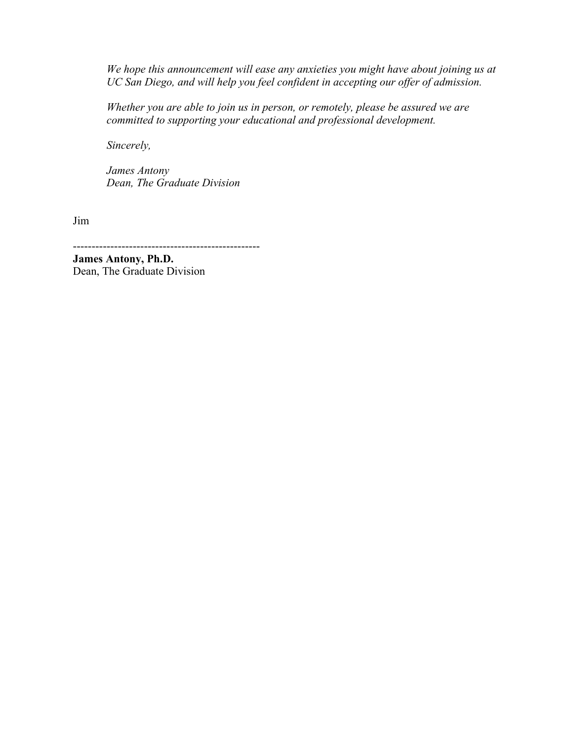*We hope this announcement will ease any anxieties you might have about joining us at UC San Diego, and will help you feel confident in accepting our offer of admission.*

*Whether you are able to join us in person, or remotely, please be assured we are committed to supporting your educational and professional development.*

*Sincerely,*

*James Antony*  
*Dean, The Graduate Division*

Jim

--------------------------------------------------  
**James Antony, Ph.D.**  
Dean, The Graduate Division